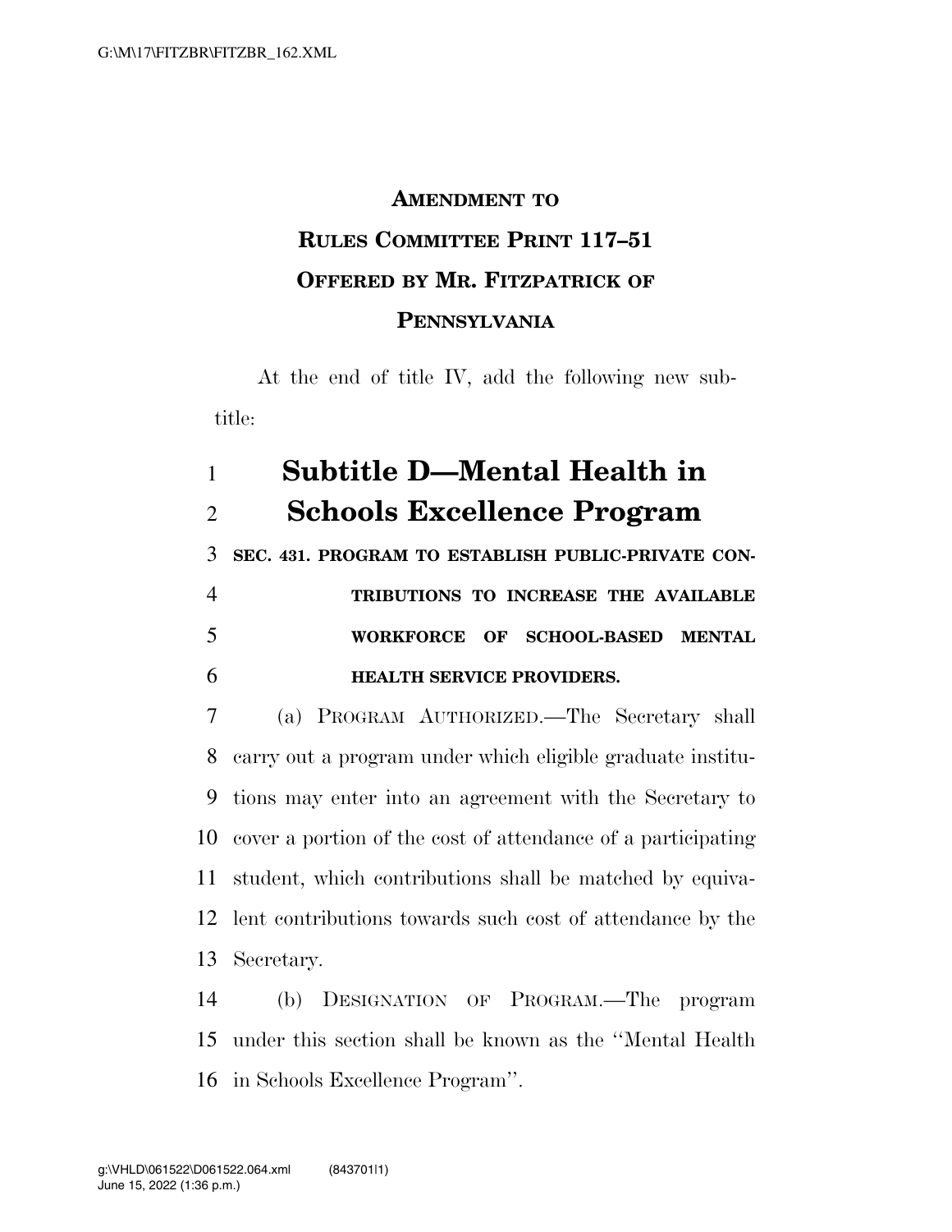**AMENDMENT TO RULES COMMITTEE PRINT 117–51 OFFERED BY MR. FITZPATRICK OF PENNSYLVANIA**

At the end of title IV, add the following new subtitle:

# Subtitle D—Mental Health in Schools Excellence Program

**SEC. 431. PROGRAM TO ESTABLISH PUBLIC-PRIVATE CONTRIBUTIONS TO INCREASE THE AVAILABLE WORKFORCE OF SCHOOL-BASED MENTAL HEALTH SERVICE PROVIDERS.**

(a) PROGRAM AUTHORIZED.—The Secretary shall carry out a program under which eligible graduate institutions may enter into an agreement with the Secretary to cover a portion of the cost of attendance of a participating student, which contributions shall be matched by equivalent contributions towards such cost of attendance by the Secretary.

(b) DESIGNATION OF PROGRAM.—The program under this section shall be known as the ''Mental Health in Schools Excellence Program''.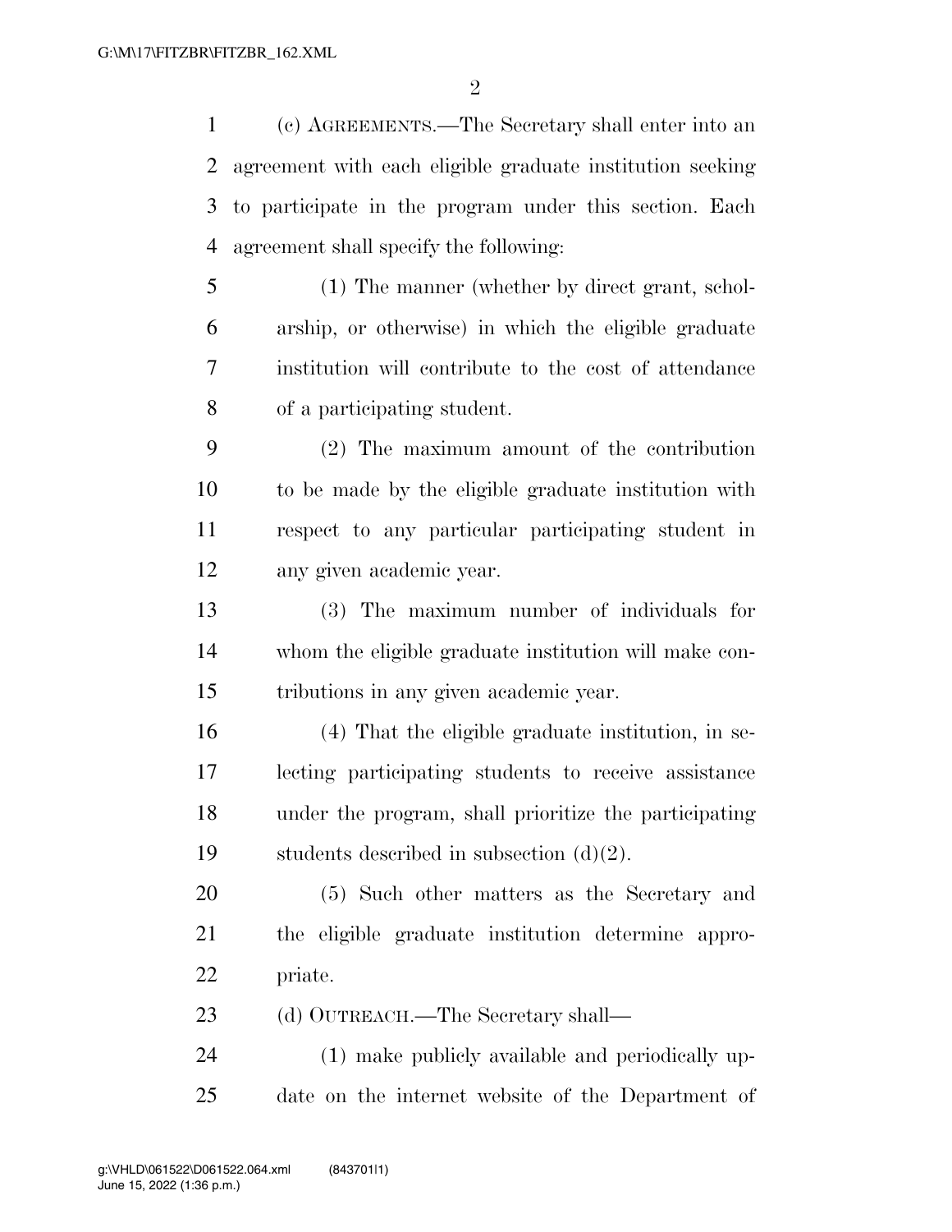(c) AGREEMENTS.—The Secretary shall enter into an agreement with each eligible graduate institution seeking to participate in the program under this section. Each agreement shall specify the following:

(1) The manner (whether by direct grant, scholarship, or otherwise) in which the eligible graduate institution will contribute to the cost of attendance of a participating student.

(2) The maximum amount of the contribution to be made by the eligible graduate institution with respect to any particular participating student in any given academic year.

(3) The maximum number of individuals for whom the eligible graduate institution will make contributions in any given academic year.

(4) That the eligible graduate institution, in selecting participating students to receive assistance under the program, shall prioritize the participating students described in subsection (d)(2).

(5) Such other matters as the Secretary and the eligible graduate institution determine appropriate.

(d) OUTREACH.—The Secretary shall—

(1) make publicly available and periodically update on the internet website of the Department of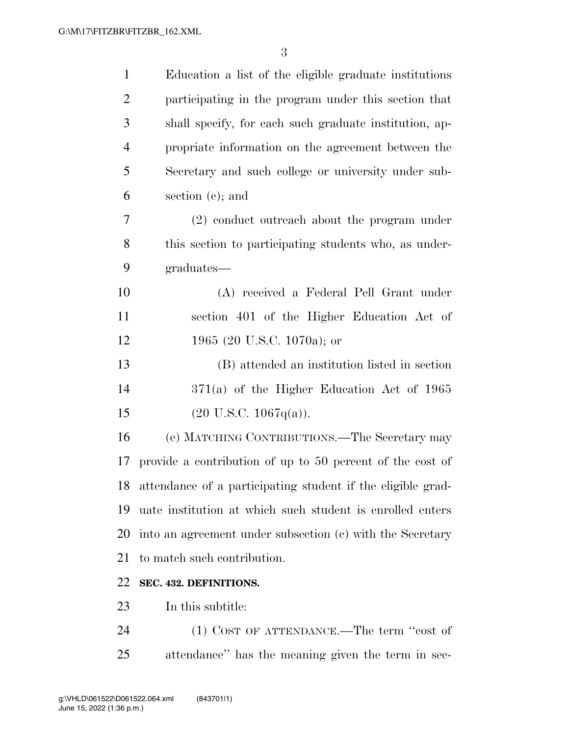Education a list of the eligible graduate institutions participating in the program under this section that shall specify, for each such graduate institution, appropriate information on the agreement between the Secretary and such college or university under subsection (c); and

(2) conduct outreach about the program under this section to participating students who, as undergraduates—

(A) received a Federal Pell Grant under section 401 of the Higher Education Act of 1965 (20 U.S.C. 1070a); or

(B) attended an institution listed in section 371(a) of the Higher Education Act of 1965 (20 U.S.C. 1067q(a)).

(e) MATCHING CONTRIBUTIONS.—The Secretary may provide a contribution of up to 50 percent of the cost of attendance of a participating student if the eligible graduate institution at which such student is enrolled enters into an agreement under subsection (c) with the Secretary to match such contribution.

**SEC. 432. DEFINITIONS.**

In this subtitle:

(1) COST OF ATTENDANCE.—The term ''cost of attendance'' has the meaning given the term in sec-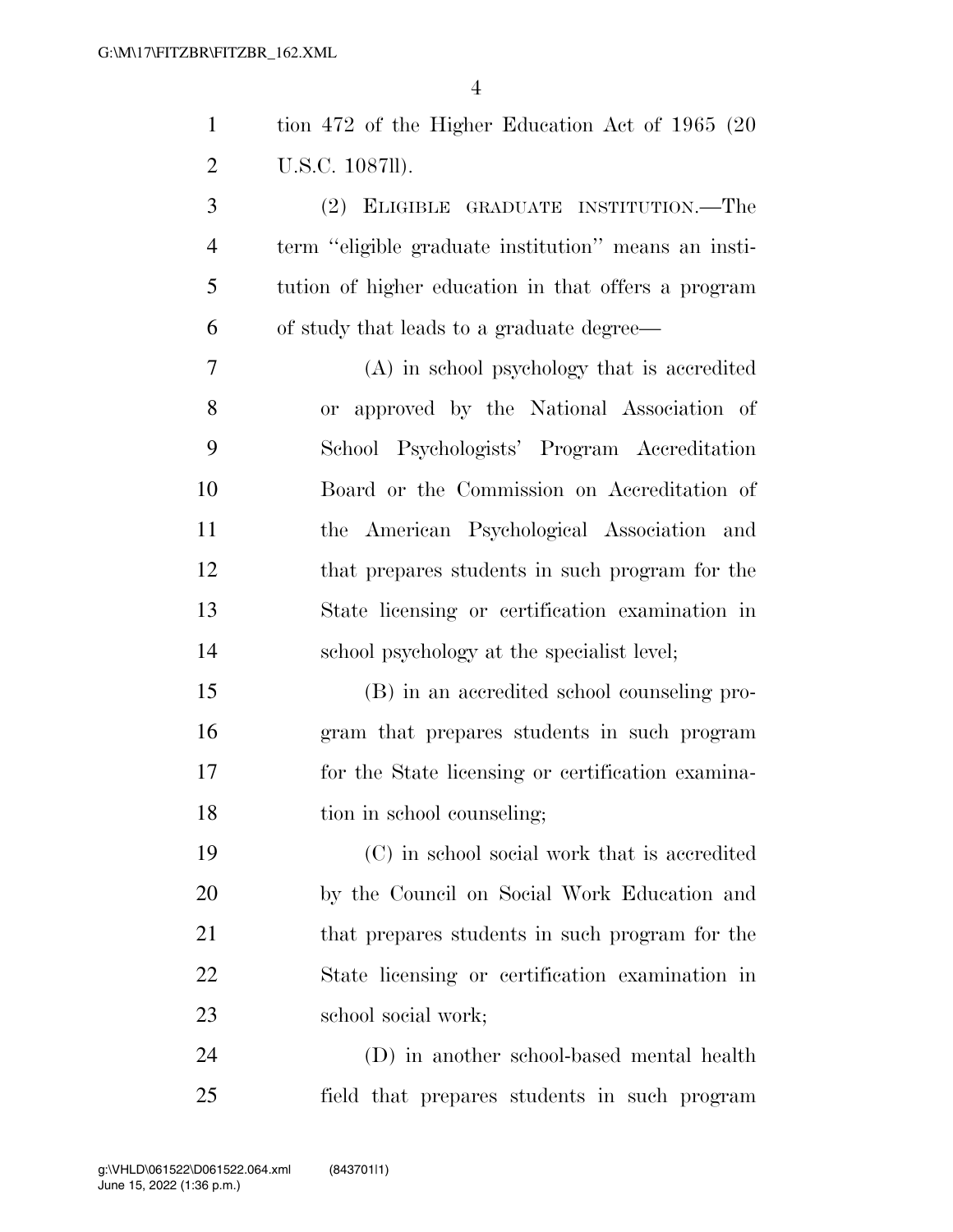tion 472 of the Higher Education Act of 1965 (20 U.S.C. 1087ll).

(2) ELIGIBLE GRADUATE INSTITUTION.—The term "eligible graduate institution" means an institution of higher education in that offers a program of study that leads to a graduate degree—

(A) in school psychology that is accredited or approved by the National Association of School Psychologists' Program Accreditation Board or the Commission on Accreditation of the American Psychological Association and that prepares students in such program for the State licensing or certification examination in school psychology at the specialist level;

(B) in an accredited school counseling program that prepares students in such program for the State licensing or certification examination in school counseling;

(C) in school social work that is accredited by the Council on Social Work Education and that prepares students in such program for the State licensing or certification examination in school social work;

(D) in another school-based mental health field that prepares students in such program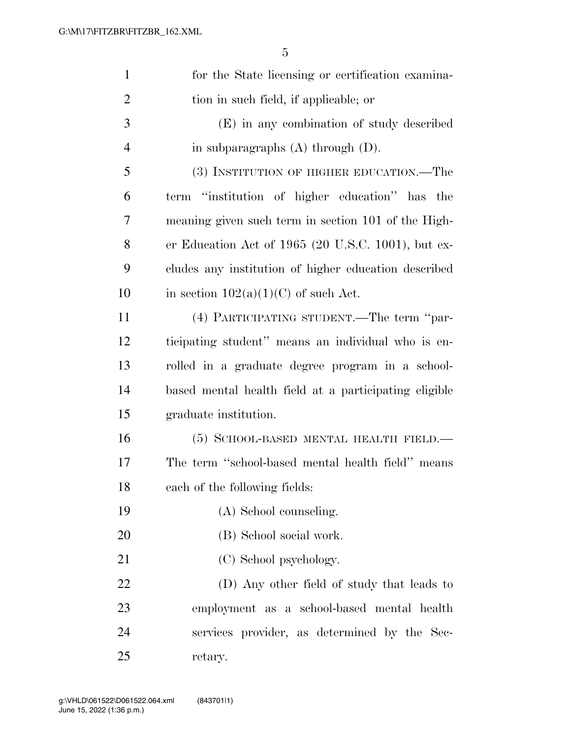for the State licensing or certification examination in such field, if applicable; or

(E) in any combination of study described in subparagraphs (A) through (D).

(3) INSTITUTION OF HIGHER EDUCATION.—The term "institution of higher education" has the meaning given such term in section 101 of the Higher Education Act of 1965 (20 U.S.C. 1001), but excludes any institution of higher education described in section 102(a)(1)(C) of such Act.

(4) PARTICIPATING STUDENT.—The term "participating student" means an individual who is enrolled in a graduate degree program in a school-based mental health field at a participating eligible graduate institution.

(5) SCHOOL-BASED MENTAL HEALTH FIELD.—The term "school-based mental health field" means each of the following fields:

(A) School counseling.

(B) School social work.

(C) School psychology.

(D) Any other field of study that leads to employment as a school-based mental health services provider, as determined by the Secretary.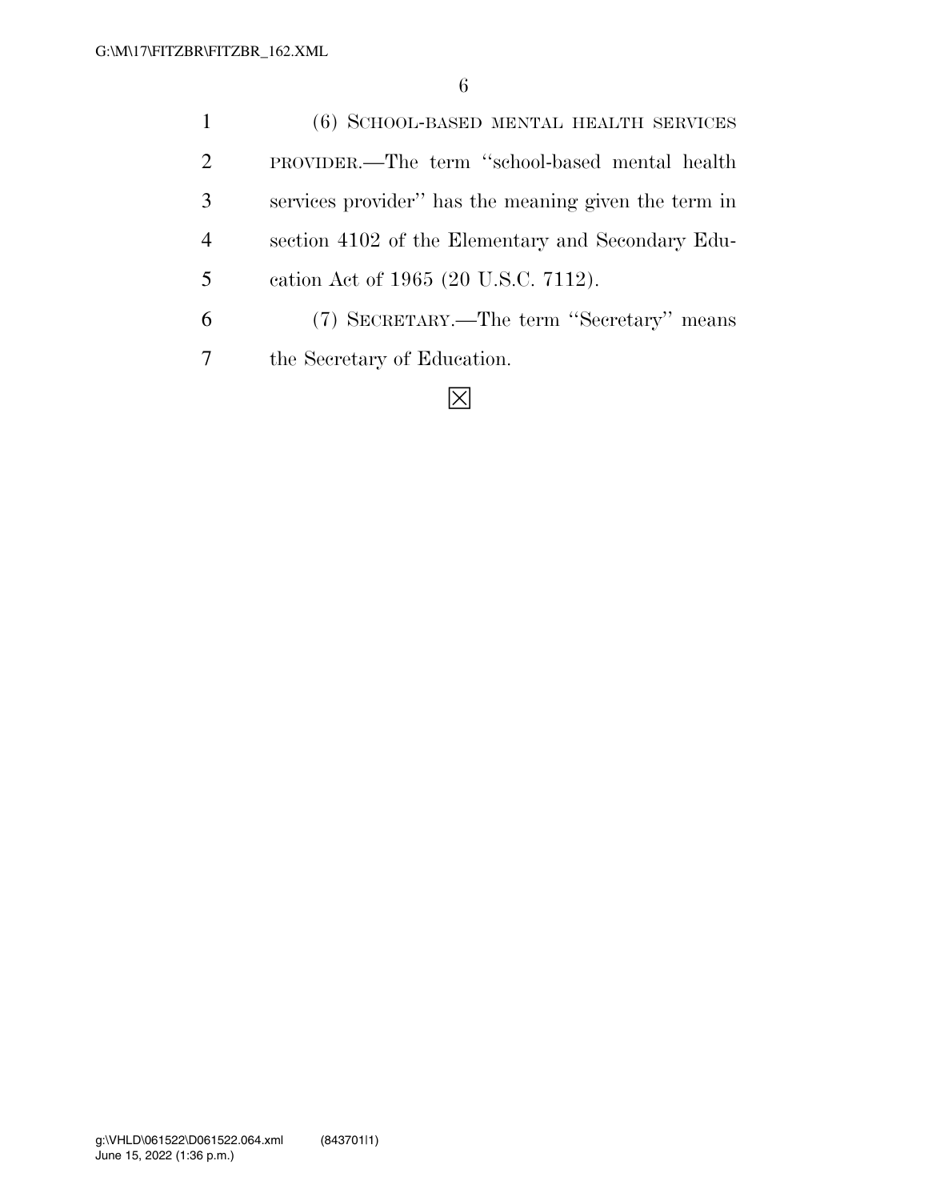(6) SCHOOL-BASED MENTAL HEALTH SERVICES PROVIDER.—The term ''school-based mental health services provider'' has the meaning given the term in section 4102 of the Elementary and Secondary Education Act of 1965 (20 U.S.C. 7112).

(7) SECRETARY.—The term ''Secretary'' means the Secretary of Education.